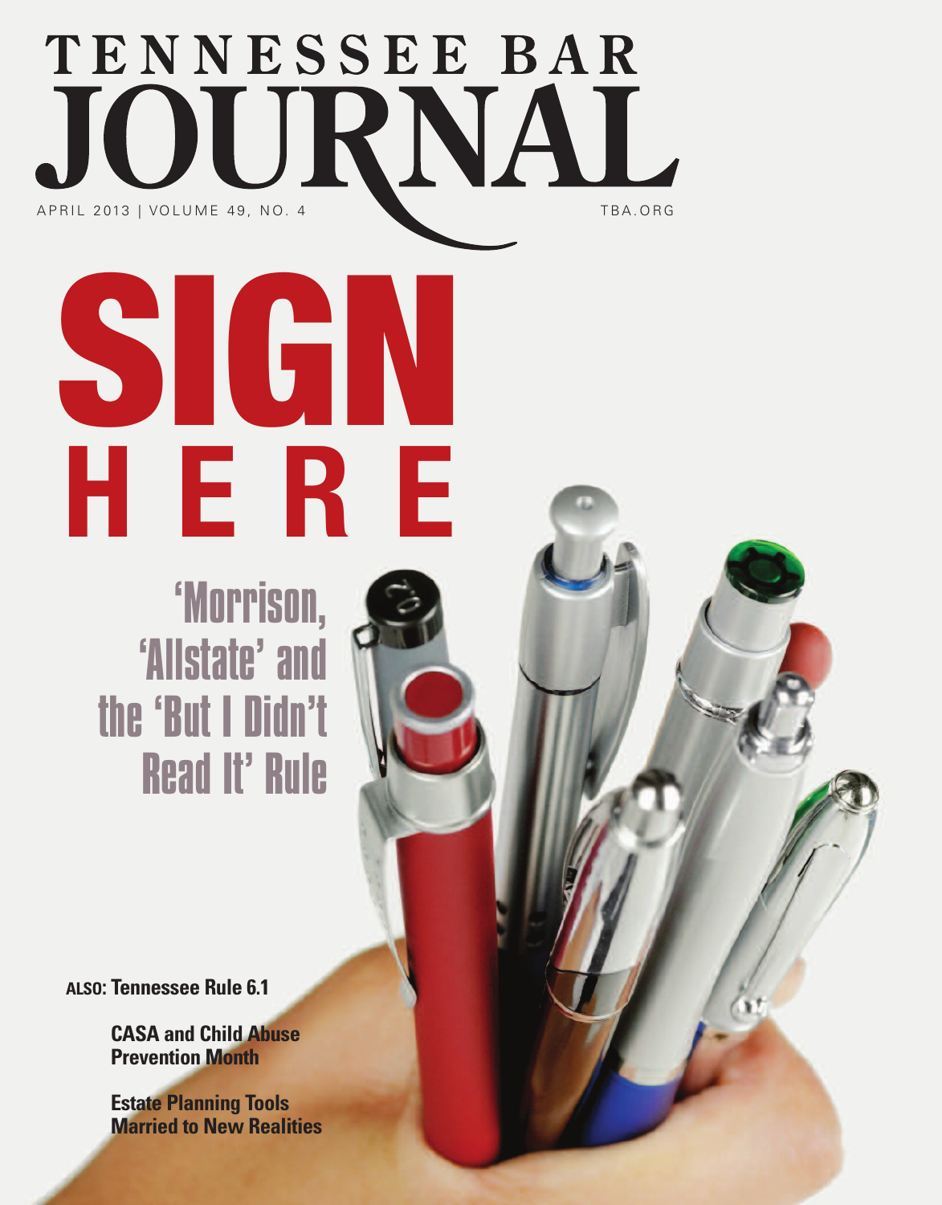# TENNESSEE BAR JOURNAL

APRIL 2013 | VOLUME 49, NO. 4

TBA.ORG

# SIGN HERE

## 'Morrison, 'Allstate' and the 'But I Didn't Read It' Rule

**ALSO: Tennessee Rule 6.1**

**CASA and Child Abuse Prevention Month**

**Estate Planning Tools Married to New Realities**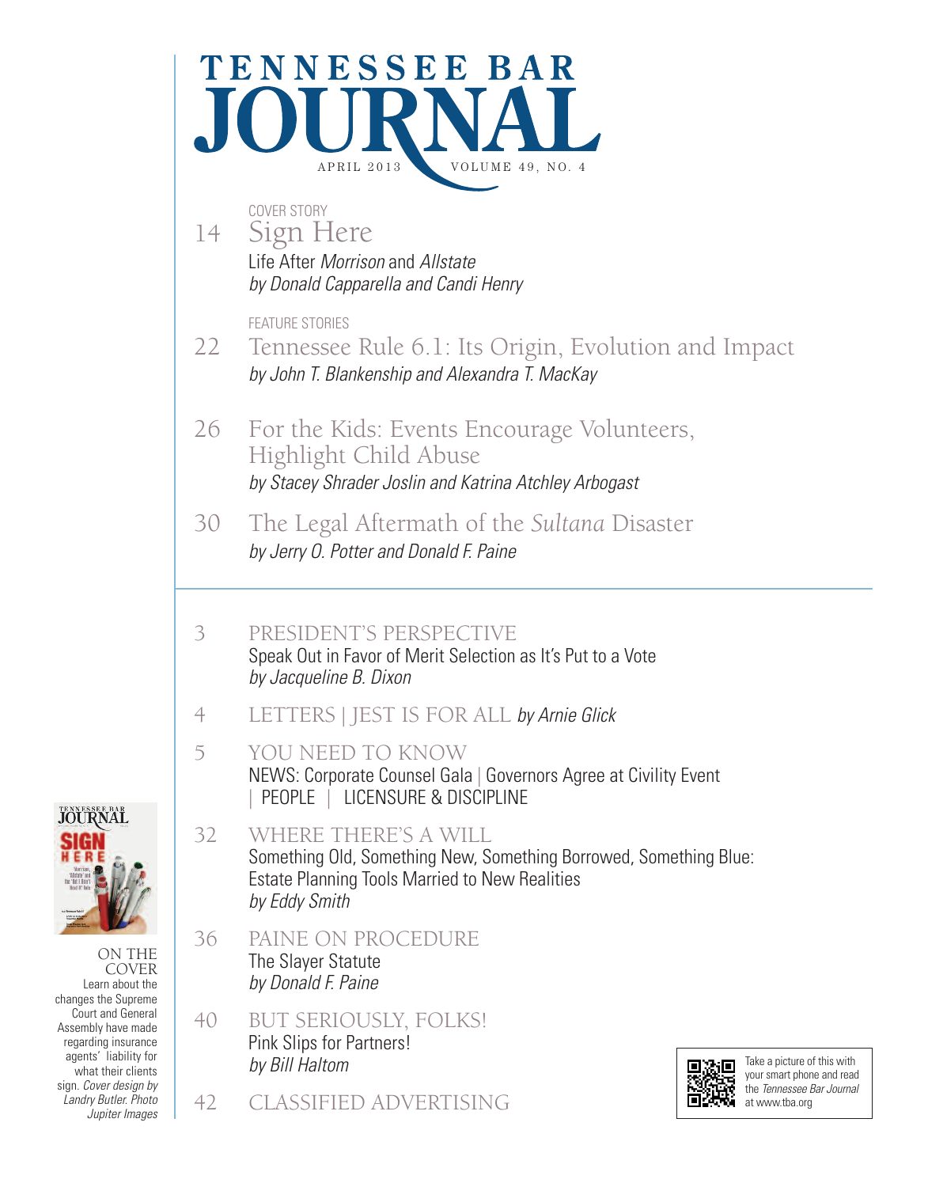# TENNESSEE BAR JOURNAL

APRIL 2013 VOLUME 49, NO. 4

COVER STORY

14 **Sign Here**
Life After *Morrison* and *Allstate*
*by Donald Capparella and Candi Henry*

FEATURE STORIES

22 **Tennessee Rule 6.1: Its Origin, Evolution and Impact**
*by John T. Blankenship and Alexandra T. MacKay*

26 **For the Kids: Events Encourage Volunteers, Highlight Child Abuse**
*by Stacey Shrader Joslin and Katrina Atchley Arbogast*

30 **The Legal Aftermath of the *Sultana* Disaster**
*by Jerry O. Potter and Donald F. Paine*

---

3 PRESIDENT'S PERSPECTIVE
Speak Out in Favor of Merit Selection as It's Put to a Vote
*by Jacqueline B. Dixon*

4 LETTERS | JEST IS FOR ALL *by Arnie Glick*

5 YOU NEED TO KNOW
NEWS: Corporate Counsel Gala | Governors Agree at Civility Event | PEOPLE | LICENSURE & DISCIPLINE

32 WHERE THERE'S A WILL
Something Old, Something New, Something Borrowed, Something Blue: Estate Planning Tools Married to New Realities
*by Eddy Smith*

36 PAINE ON PROCEDURE
The Slayer Statute
*by Donald F. Paine*

40 BUT SERIOUSLY, FOLKS!
Pink Slips for Partners!
*by Bill Haltom*

42 CLASSIFIED ADVERTISING

ON THE COVER
Learn about the changes the Supreme Court and General Assembly have made regarding insurance agents' liability for what their clients sign. *Cover design by Landry Butler. Photo Jupiter Images*

Take a picture of this with your smart phone and read the *Tennessee Bar Journal* at www.tba.org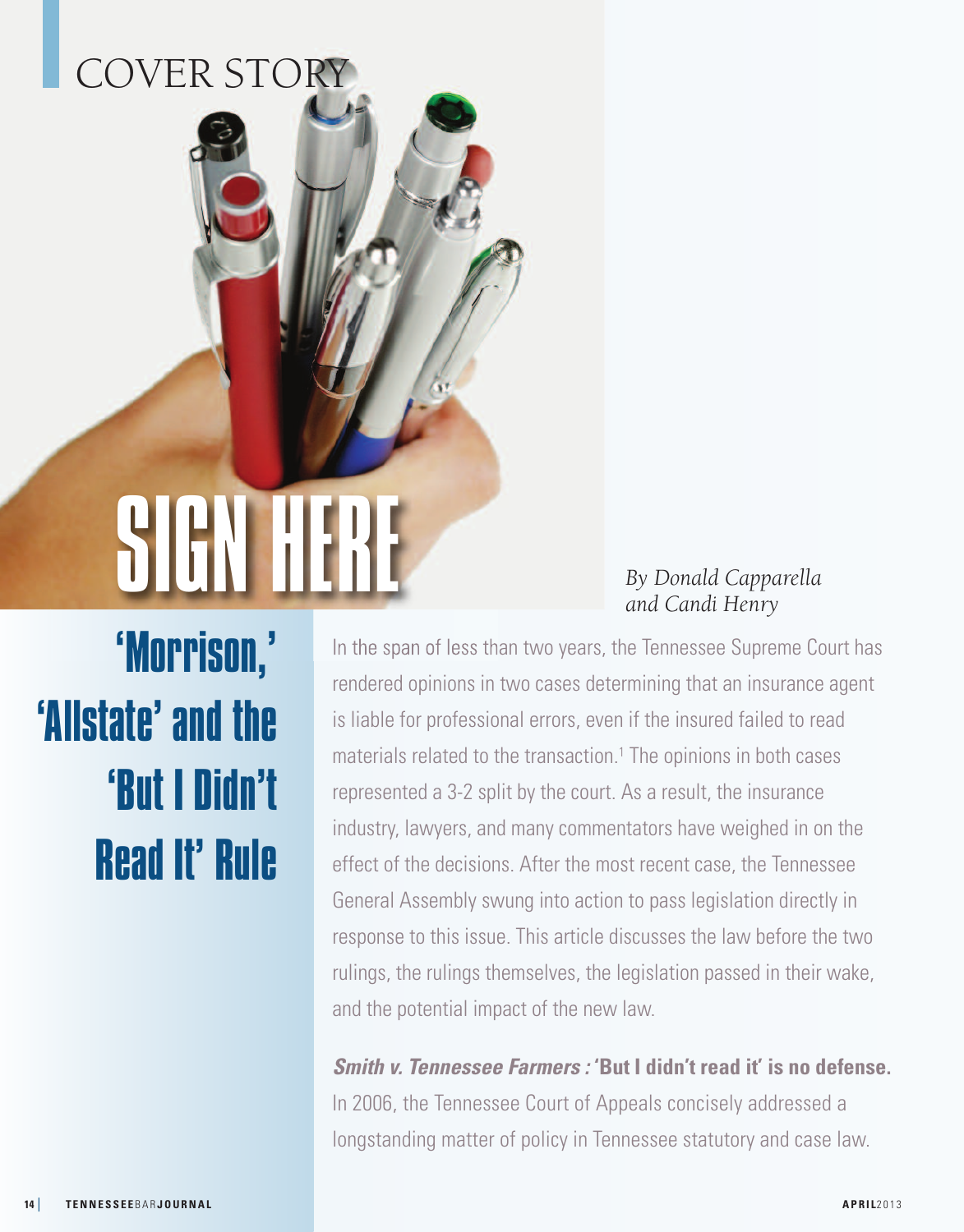COVER STORY

# SIGN HERE

## 'Morrison,' 'Allstate' and the 'But I Didn't Read It' Rule

*By Donald Capparella and Candi Henry*

In the span of less than two years, the Tennessee Supreme Court has rendered opinions in two cases determining that an insurance agent is liable for professional errors, even if the insured failed to read materials related to the transaction.[1] The opinions in both cases represented a 3-2 split by the court. As a result, the insurance industry, lawyers, and many commentators have weighed in on the effect of the decisions. After the most recent case, the Tennessee General Assembly swung into action to pass legislation directly in response to this issue. This article discusses the law before the two rulings, the rulings themselves, the legislation passed in their wake, and the potential impact of the new law.

***Smith v. Tennessee Farmers* : 'But I didn't read it' is no defense.** In 2006, the Tennessee Court of Appeals concisely addressed a longstanding matter of policy in Tennessee statutory and case law.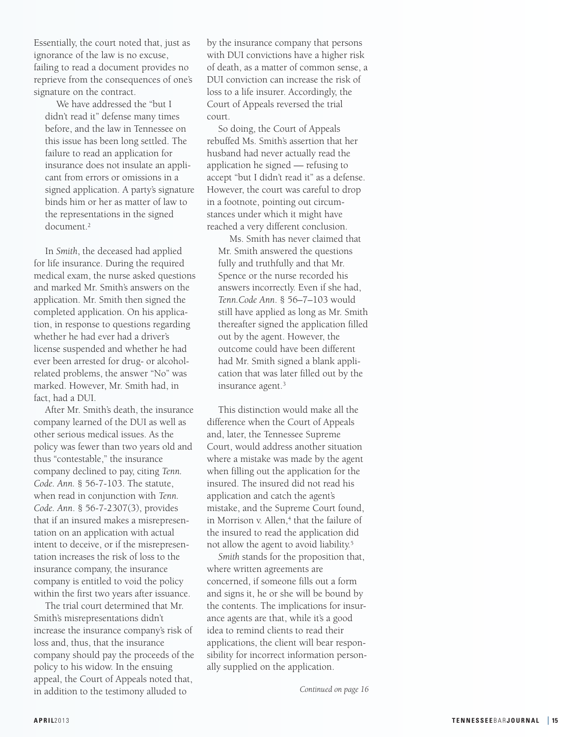Essentially, the court noted that, just as ignorance of the law is no excuse, failing to read a document provides no reprieve from the consequences of one's signature on the contract.

> We have addressed the "but I didn't read it" defense many times before, and the law in Tennessee on this issue has been long settled. The failure to read an application for insurance does not insulate an applicant from errors or omissions in a signed application. A party's signature binds him or her as matter of law to the representations in the signed document.[2]

In *Smith*, the deceased had applied for life insurance. During the required medical exam, the nurse asked questions and marked Mr. Smith's answers on the application. Mr. Smith then signed the completed application. On his application, in response to questions regarding whether he had ever had a driver's license suspended and whether he had ever been arrested for drug- or alcohol-related problems, the answer "No" was marked. However, Mr. Smith had, in fact, had a DUI.

After Mr. Smith's death, the insurance company learned of the DUI as well as other serious medical issues. As the policy was fewer than two years old and thus "contestable," the insurance company declined to pay, citing *Tenn. Code. Ann.* § 56-7-103. The statute, when read in conjunction with *Tenn. Code. Ann.* § 56-7-2307(3), provides that if an insured makes a misrepresentation on an application with actual intent to deceive, or if the misrepresentation increases the risk of loss to the insurance company, the insurance company is entitled to void the policy within the first two years after issuance.

The trial court determined that Mr. Smith's misrepresentations didn't increase the insurance company's risk of loss and, thus, that the insurance company should pay the proceeds of the policy to his widow. In the ensuing appeal, the Court of Appeals noted that, in addition to the testimony alluded to by the insurance company that persons with DUI convictions have a higher risk of death, as a matter of common sense, a DUI conviction can increase the risk of loss to a life insurer. Accordingly, the Court of Appeals reversed the trial court.

So doing, the Court of Appeals rebuffed Ms. Smith's assertion that her husband had never actually read the application he signed — refusing to accept "but I didn't read it" as a defense. However, the court was careful to drop in a footnote, pointing out circumstances under which it might have reached a very different conclusion.

> Ms. Smith has never claimed that Mr. Smith answered the questions fully and truthfully and that Mr. Spence or the nurse recorded his answers incorrectly. Even if she had, *Tenn.Code Ann*. § 56–7–103 would still have applied as long as Mr. Smith thereafter signed the application filled out by the agent. However, the outcome could have been different had Mr. Smith signed a blank application that was later filled out by the insurance agent.[3]

This distinction would make all the difference when the Court of Appeals and, later, the Tennessee Supreme Court, would address another situation where a mistake was made by the agent when filling out the application for the insured. The insured did not read his application and catch the agent's mistake, and the Supreme Court found, in Morrison v. Allen,[4] that the failure of the insured to read the application did not allow the agent to avoid liability.[5]

*Smith* stands for the proposition that, where written agreements are concerned, if someone fills out a form and signs it, he or she will be bound by the contents. The implications for insurance agents are that, while it's a good idea to remind clients to read their applications, the client will bear responsibility for incorrect information personally supplied on the application.

*Continued on page 16*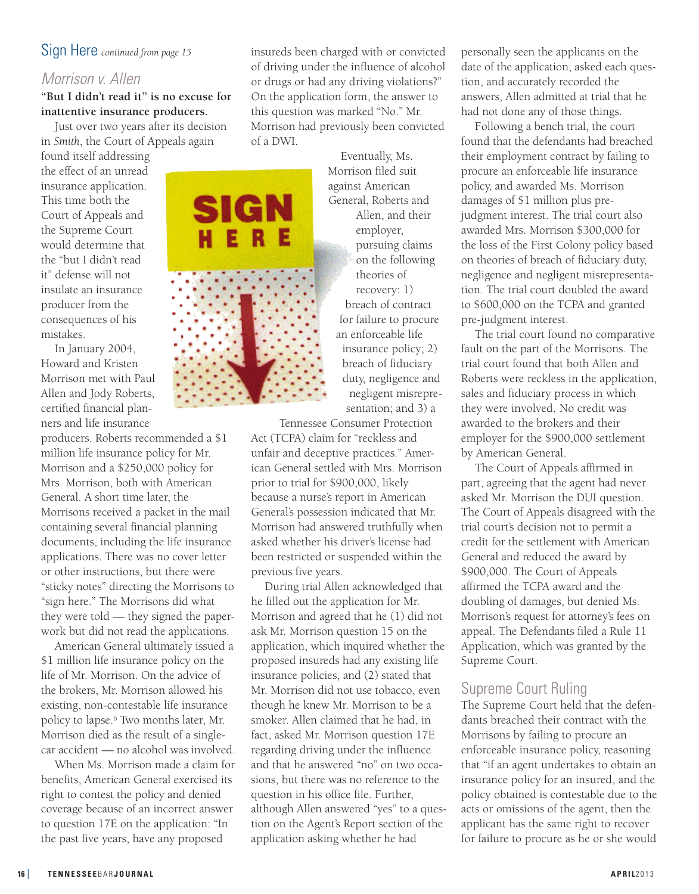## Sign Here *continued from page 15*

### *Morrison v. Allen*

**"But I didn't read it" is no excuse for inattentive insurance producers.**

Just over two years after its decision in *Smith*, the Court of Appeals again found itself addressing the effect of an unread insurance application. This time both the Court of Appeals and the Supreme Court would determine that the "but I didn't read it" defense will not insulate an insurance producer from the consequences of his mistakes.

In January 2004, Howard and Kristen Morrison met with Paul Allen and Jody Roberts, certified financial planners and life insurance producers. Roberts recommended a $1 million life insurance policy for Mr. Morrison and a $250,000 policy for Mrs. Morrison, both with American General. A short time later, the Morrisons received a packet in the mail containing several financial planning documents, including the life insurance applications. There was no cover letter or other instructions, but there were "sticky notes" directing the Morrisons to "sign here." The Morrisons did what they were told — they signed the paperwork but did not read the applications.

American General ultimately issued a $1 million life insurance policy on the life of Mr. Morrison. On the advice of the brokers, Mr. Morrison allowed his existing, non-contestable life insurance policy to lapse.[6] Two months later, Mr. Morrison died as the result of a single-car accident — no alcohol was involved.

When Ms. Morrison made a claim for benefits, American General exercised its right to contest the policy and denied coverage because of an incorrect answer to question 17E on the application: "In the past five years, have any proposed insureds been charged with or convicted of driving under the influence of alcohol or drugs or had any driving violations?" On the application form, the answer to this question was marked "No." Mr. Morrison had previously been convicted of a DWI.

Eventually, Ms. Morrison filed suit against American General, Roberts and Allen, and their employer, pursuing claims on the following theories of recovery: 1) breach of contract for failure to procure an enforceable life insurance policy; 2) breach of fiduciary duty, negligence and negligent misrepresentation; and 3) a Tennessee Consumer Protection Act (TCPA) claim for "reckless and unfair and deceptive practices." American General settled with Mrs. Morrison prior to trial for $900,000, likely because a nurse's report in American General's possession indicated that Mr. Morrison had answered truthfully when asked whether his driver's license had been restricted or suspended within the previous five years.

During trial Allen acknowledged that he filled out the application for Mr. Morrison and agreed that he (1) did not ask Mr. Morrison question 15 on the application, which inquired whether the proposed insureds had any existing life insurance policies, and (2) stated that Mr. Morrison did not use tobacco, even though he knew Mr. Morrison to be a smoker. Allen claimed that he had, in fact, asked Mr. Morrison question 17E regarding driving under the influence and that he answered "no" on two occasions, but there was no reference to the question in his office file. Further, although Allen answered "yes" to a question on the Agent's Report section of the application asking whether he had personally seen the applicants on the date of the application, asked each question, and accurately recorded the answers, Allen admitted at trial that he had not done any of those things.

Following a bench trial, the court found that the defendants had breached their employment contract by failing to procure an enforceable life insurance policy, and awarded Ms. Morrison damages of $1 million plus pre-judgment interest. The trial court also awarded Mrs. Morrison $300,000 for the loss of the First Colony policy based on theories of breach of fiduciary duty, negligence and negligent misrepresentation. The trial court doubled the award to $600,000 on the TCPA and granted pre-judgment interest.

The trial court found no comparative fault on the part of the Morrisons. The trial court found that both Allen and Roberts were reckless in the application, sales and fiduciary process in which they were involved. No credit was awarded to the brokers and their employer for the $900,000 settlement by American General.

The Court of Appeals affirmed in part, agreeing that the agent had never asked Mr. Morrison the DUI question. The Court of Appeals disagreed with the trial court's decision not to permit a credit for the settlement with American General and reduced the award by $900,000. The Court of Appeals affirmed the TCPA award and the doubling of damages, but denied Ms. Morrison's request for attorney's fees on appeal. The Defendants filed a Rule 11 Application, which was granted by the Supreme Court.

### Supreme Court Ruling

The Supreme Court held that the defendants breached their contract with the Morrisons by failing to procure an enforceable insurance policy, reasoning that "if an agent undertakes to obtain an insurance policy for an insured, and the policy obtained is contestable due to the acts or omissions of the agent, then the applicant has the same right to recover for failure to procure as he or she would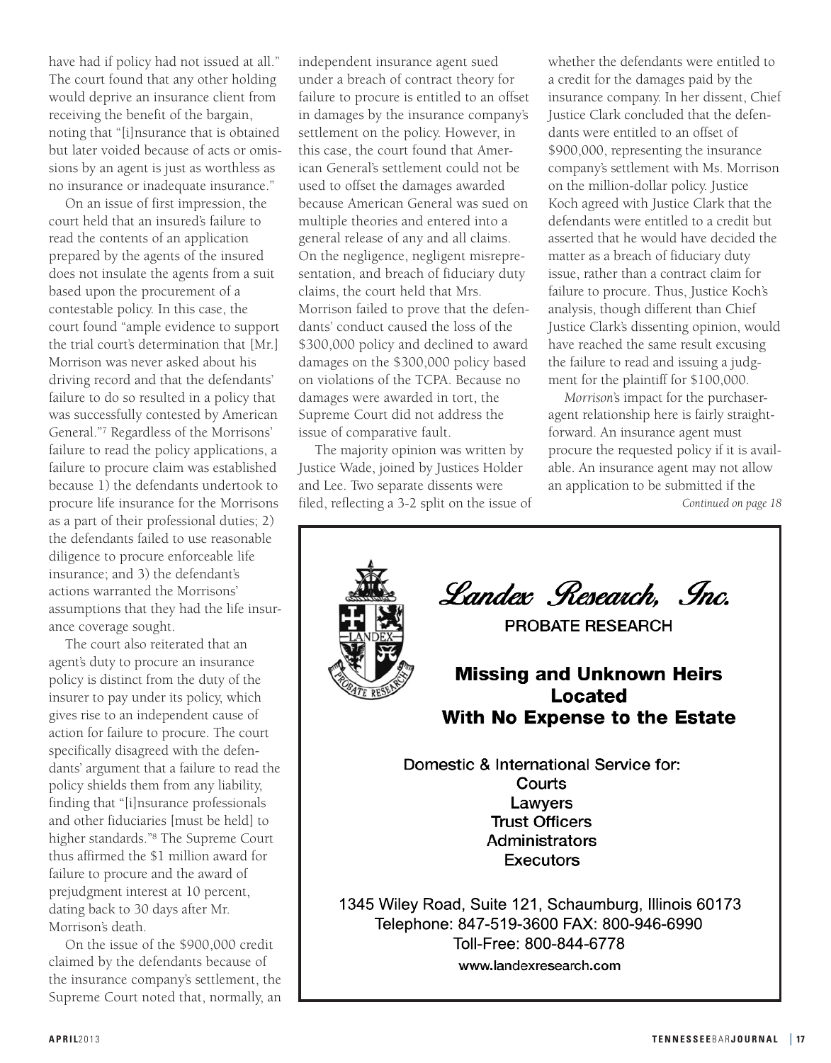have had if policy had not issued at all." The court found that any other holding would deprive an insurance client from receiving the benefit of the bargain, noting that "[i]nsurance that is obtained but later voided because of acts or omissions by an agent is just as worthless as no insurance or inadequate insurance."

On an issue of first impression, the court held that an insured's failure to read the contents of an application prepared by the agents of the insured does not insulate the agents from a suit based upon the procurement of a contestable policy. In this case, the court found "ample evidence to support the trial court's determination that [Mr.] Morrison was never asked about his driving record and that the defendants' failure to do so resulted in a policy that was successfully contested by American General."[7] Regardless of the Morrisons' failure to read the policy applications, a failure to procure claim was established because 1) the defendants undertook to procure life insurance for the Morrisons as a part of their professional duties; 2) the defendants failed to use reasonable diligence to procure enforceable life insurance; and 3) the defendant's actions warranted the Morrisons' assumptions that they had the life insurance coverage sought.

The court also reiterated that an agent's duty to procure an insurance policy is distinct from the duty of the insurer to pay under its policy, which gives rise to an independent cause of action for failure to procure. The court specifically disagreed with the defendants' argument that a failure to read the policy shields them from any liability, finding that "[i]nsurance professionals and other fiduciaries [must be held] to higher standards."[8] The Supreme Court thus affirmed the $1 million award for failure to procure and the award of prejudgment interest at 10 percent, dating back to 30 days after Mr. Morrison's death.

On the issue of the $900,000 credit claimed by the defendants because of the insurance company's settlement, the Supreme Court noted that, normally, an independent insurance agent sued under a breach of contract theory for failure to procure is entitled to an offset in damages by the insurance company's settlement on the policy. However, in this case, the court found that American General's settlement could not be used to offset the damages awarded because American General was sued on multiple theories and entered into a general release of any and all claims. On the negligence, negligent misrepresentation, and breach of fiduciary duty claims, the court held that Mrs. Morrison failed to prove that the defendants' conduct caused the loss of the $300,000 policy and declined to award damages on the $300,000 policy based on violations of the TCPA. Because no damages were awarded in tort, the Supreme Court did not address the issue of comparative fault.

The majority opinion was written by Justice Wade, joined by Justices Holder and Lee. Two separate dissents were filed, reflecting a 3-2 split on the issue of whether the defendants were entitled to a credit for the damages paid by the insurance company. In her dissent, Chief Justice Clark concluded that the defendants were entitled to an offset of $900,000, representing the insurance company's settlement with Ms. Morrison on the million-dollar policy. Justice Koch agreed with Justice Clark that the defendants were entitled to a credit but asserted that he would have decided the matter as a breach of fiduciary duty issue, rather than a contract claim for failure to procure. Thus, Justice Koch's analysis, though different than Chief Justice Clark's dissenting opinion, would have reached the same result excusing the failure to read and issuing a judgment for the plaintiff for $100,000.

*Morrison*'s impact for the purchaser-agent relationship here is fairly straightforward. An insurance agent must procure the requested policy if it is available. An insurance agent may not allow an application to be submitted if the

*Continued on page 18*

---

**Landex Research, Inc.**

PROBATE RESEARCH

**Missing and Unknown Heirs Located With No Expense to the Estate**

Domestic & International Service for:
Courts
Lawyers
Trust Officers
Administrators
Executors

1345 Wiley Road, Suite 121, Schaumburg, Illinois 60173
Telephone: 847-519-3600 FAX: 800-946-6990
Toll-Free: 800-844-6778
www.landexresearch.com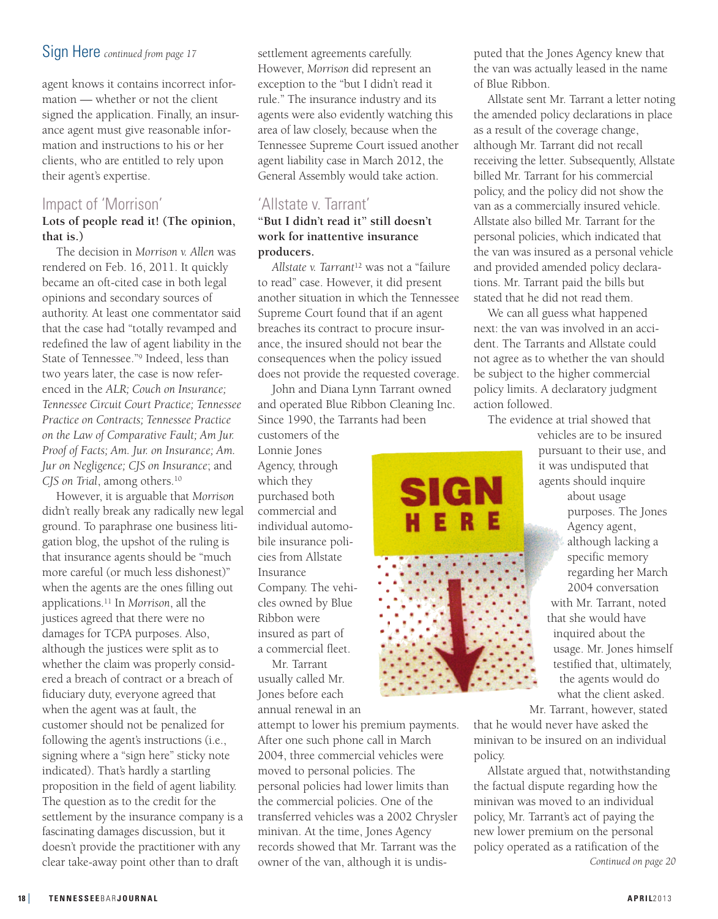## Sign Here *continued from page 17*

agent knows it contains incorrect information — whether or not the client signed the application. Finally, an insurance agent must give reasonable information and instructions to his or her clients, who are entitled to rely upon their agent's expertise.

## Impact of 'Morrison'

**Lots of people read it! (The opinion, that is.)**

The decision in *Morrison v. Allen* was rendered on Feb. 16, 2011. It quickly became an oft-cited case in both legal opinions and secondary sources of authority. At least one commentator said that the case had "totally revamped and redefined the law of agent liability in the State of Tennessee."[9] Indeed, less than two years later, the case is now referenced in the *ALR; Couch on Insurance; Tennessee Circuit Court Practice; Tennessee Practice on Contracts; Tennessee Practice on the Law of Comparative Fault; Am Jur. Proof of Facts; Am. Jur. on Insurance; Am. Jur on Negligence; CJS on Insurance*; and *CJS on Trial*, among others.[10]

However, it is arguable that *Morrison* didn't really break any radically new legal ground. To paraphrase one business litigation blog, the upshot of the ruling is that insurance agents should be "much more careful (or much less dishonest)" when the agents are the ones filling out applications.[11] In *Morrison*, all the justices agreed that there were no damages for TCPA purposes. Also, although the justices were split as to whether the claim was properly considered a breach of contract or a breach of fiduciary duty, everyone agreed that when the agent was at fault, the customer should not be penalized for following the agent's instructions (i.e., signing where a "sign here" sticky note indicated). That's hardly a startling proposition in the field of agent liability. The question as to the credit for the settlement by the insurance company is a fascinating damages discussion, but it doesn't provide the practitioner with any clear take-away point other than to draft settlement agreements carefully. However, *Morrison* did represent an exception to the "but I didn't read it rule." The insurance industry and its agents were also evidently watching this area of law closely, because when the Tennessee Supreme Court issued another agent liability case in March 2012, the General Assembly would take action.

## 'Allstate v. Tarrant'

**"But I didn't read it" still doesn't work for inattentive insurance producers.**

*Allstate v. Tarrant*[12] was not a "failure to read" case. However, it did present another situation in which the Tennessee Supreme Court found that if an agent breaches its contract to procure insurance, the insured should not bear the consequences when the policy issued does not provide the requested coverage.

John and Diana Lynn Tarrant owned and operated Blue Ribbon Cleaning Inc. Since 1990, the Tarrants had been customers of the Lonnie Jones Agency, through which they purchased both commercial and individual automobile insurance policies from Allstate Insurance Company. The vehicles owned by Blue Ribbon were insured as part of a commercial fleet.

Mr. Tarrant usually called Mr. Jones before each annual renewal in an attempt to lower his premium payments. After one such phone call in March 2004, three commercial vehicles were moved to personal policies. The personal policies had lower limits than the commercial policies. One of the transferred vehicles was a 2002 Chrysler minivan. At the time, Jones Agency records showed that Mr. Tarrant was the owner of the van, although it is undisputed that the Jones Agency knew that the van was actually leased in the name of Blue Ribbon.

Allstate sent Mr. Tarrant a letter noting the amended policy declarations in place as a result of the coverage change, although Mr. Tarrant did not recall receiving the letter. Subsequently, Allstate billed Mr. Tarrant for his commercial policy, and the policy did not show the van as a commercially insured vehicle. Allstate also billed Mr. Tarrant for the personal policies, which indicated that the van was insured as a personal vehicle and provided amended policy declarations. Mr. Tarrant paid the bills but stated that he did not read them.

We can all guess what happened next: the van was involved in an accident. The Tarrants and Allstate could not agree as to whether the van should be subject to the higher commercial policy limits. A declaratory judgment action followed.

The evidence at trial showed that vehicles are to be insured pursuant to their use, and it was undisputed that agents should inquire about usage purposes. The Jones Agency agent, although lacking a specific memory regarding her March 2004 conversation with Mr. Tarrant, noted that she would have inquired about the usage. Mr. Jones himself testified that, ultimately, the agents would do what the client asked.

Mr. Tarrant, however, stated that he would never have asked the minivan to be insured on an individual policy.

Allstate argued that, notwithstanding the factual dispute regarding how the minivan was moved to an individual policy, Mr. Tarrant's act of paying the new lower premium on the personal policy operated as a ratification of the

*Continued on page 20*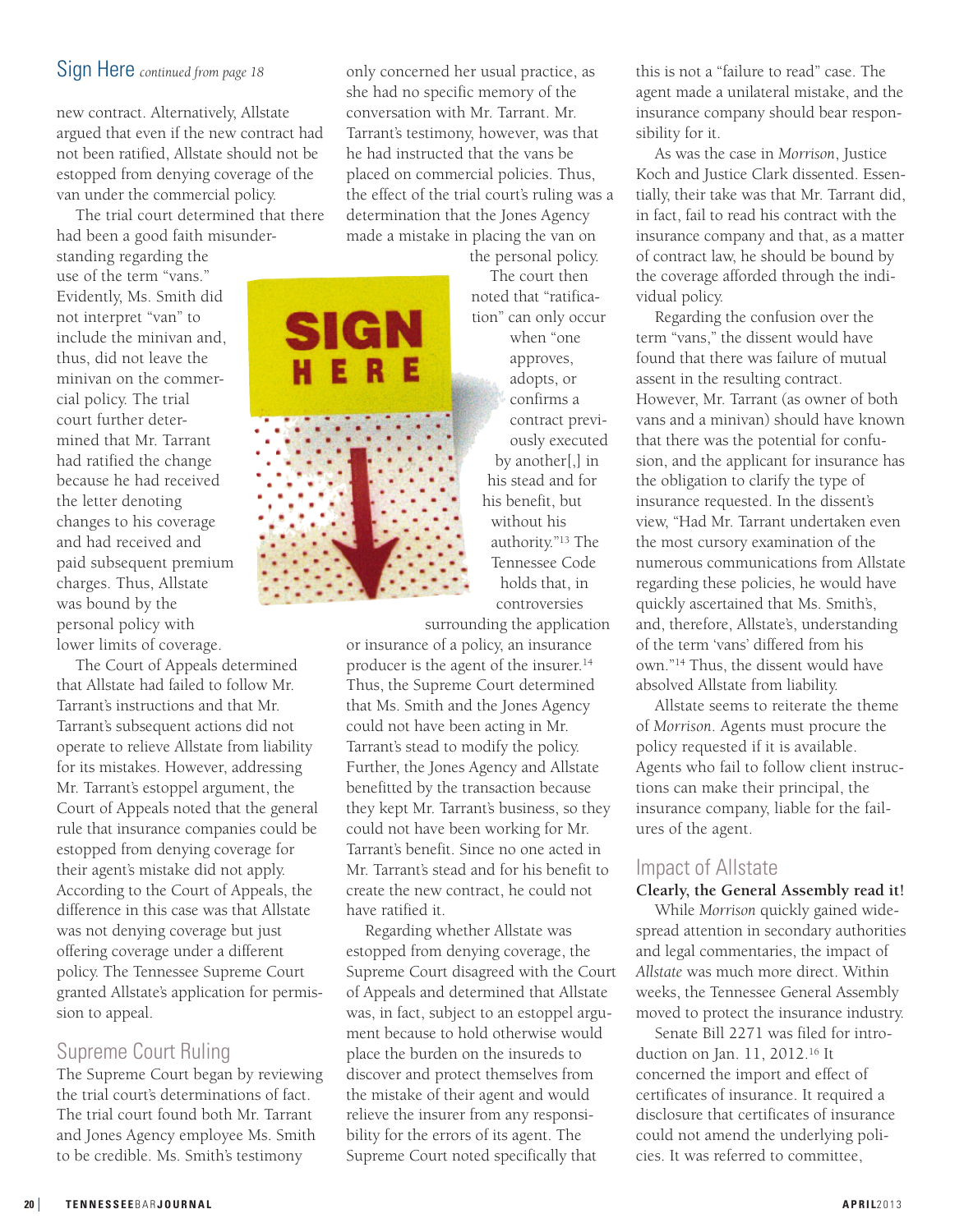## Sign Here *continued from page 18*

new contract. Alternatively, Allstate argued that even if the new contract had not been ratified, Allstate should not be estopped from denying coverage of the van under the commercial policy.

The trial court determined that there had been a good faith misunderstanding regarding the use of the term "vans." Evidently, Ms. Smith did not interpret "van" to include the minivan and, thus, did not leave the minivan on the commercial policy. The trial court further determined that Mr. Tarrant had ratified the change because he had received the letter denoting changes to his coverage and had received and paid subsequent premium charges. Thus, Allstate was bound by the personal policy with lower limits of coverage.

The Court of Appeals determined that Allstate had failed to follow Mr. Tarrant's instructions and that Mr. Tarrant's subsequent actions did not operate to relieve Allstate from liability for its mistakes. However, addressing Mr. Tarrant's estoppel argument, the Court of Appeals noted that the general rule that insurance companies could be estopped from denying coverage for their agent's mistake did not apply. According to the Court of Appeals, the difference in this case was that Allstate was not denying coverage but just offering coverage under a different policy. The Tennessee Supreme Court granted Allstate's application for permission to appeal.

## Supreme Court Ruling

The Supreme Court began by reviewing the trial court's determinations of fact. The trial court found both Mr. Tarrant and Jones Agency employee Ms. Smith to be credible. Ms. Smith's testimony only concerned her usual practice, as she had no specific memory of the conversation with Mr. Tarrant. Mr. Tarrant's testimony, however, was that he had instructed that the vans be placed on commercial policies. Thus, the effect of the trial court's ruling was a determination that the Jones Agency made a mistake in placing the van on the personal policy.

The court then noted that "ratification" can only occur when "one approves, adopts, or confirms a contract previously executed by another[,] in his stead and for his benefit, but without his authority."[13] The Tennessee Code holds that, in controversies surrounding the application or insurance of a policy, an insurance producer is the agent of the insurer.[14] Thus, the Supreme Court determined that Ms. Smith and the Jones Agency could not have been acting in Mr. Tarrant's stead to modify the policy. Further, the Jones Agency and Allstate benefitted by the transaction because they kept Mr. Tarrant's business, so they could not have been working for Mr. Tarrant's benefit. Since no one acted in Mr. Tarrant's stead and for his benefit to create the new contract, he could not have ratified it.

Regarding whether Allstate was estopped from denying coverage, the Supreme Court disagreed with the Court of Appeals and determined that Allstate was, in fact, subject to an estoppel argument because to hold otherwise would place the burden on the insureds to discover and protect themselves from the mistake of their agent and would relieve the insurer from any responsibility for the errors of its agent. The Supreme Court noted specifically that this is not a "failure to read" case. The agent made a unilateral mistake, and the insurance company should bear responsibility for it.

As was the case in *Morrison*, Justice Koch and Justice Clark dissented. Essentially, their take was that Mr. Tarrant did, in fact, fail to read his contract with the insurance company and that, as a matter of contract law, he should be bound by the coverage afforded through the individual policy.

Regarding the confusion over the term "vans," the dissent would have found that there was failure of mutual assent in the resulting contract. However, Mr. Tarrant (as owner of both vans and a minivan) should have known that there was the potential for confusion, and the applicant for insurance has the obligation to clarify the type of insurance requested. In the dissent's view, "Had Mr. Tarrant undertaken even the most cursory examination of the numerous communications from Allstate regarding these policies, he would have quickly ascertained that Ms. Smith's, and, therefore, Allstate's, understanding of the term 'vans' differed from his own."[14] Thus, the dissent would have absolved Allstate from liability.

Allstate seems to reiterate the theme of *Morrison*. Agents must procure the policy requested if it is available. Agents who fail to follow client instructions can make their principal, the insurance company, liable for the failures of the agent.

## Impact of Allstate

**Clearly, the General Assembly read it!**

While *Morrison* quickly gained widespread attention in secondary authorities and legal commentaries, the impact of *Allstate* was much more direct. Within weeks, the Tennessee General Assembly moved to protect the insurance industry.

Senate Bill 2271 was filed for introduction on Jan. 11, 2012.[16] It concerned the import and effect of certificates of insurance. It required a disclosure that certificates of insurance could not amend the underlying policies. It was referred to committee,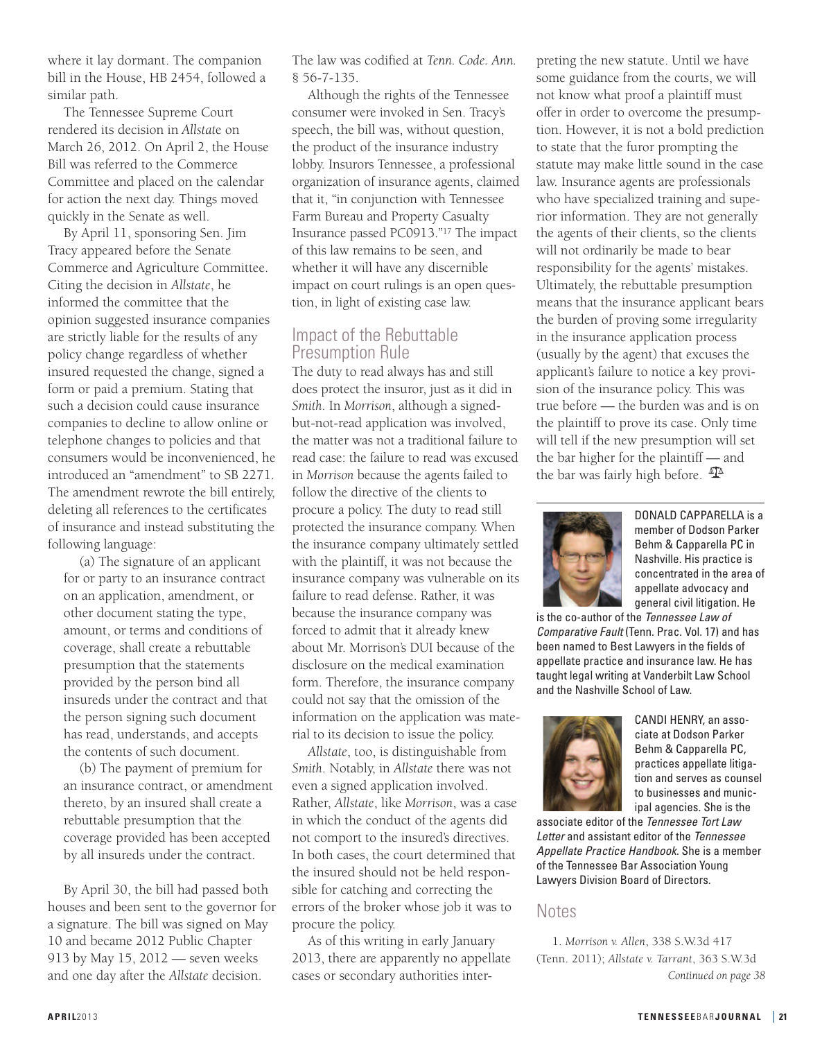where it lay dormant. The companion bill in the House, HB 2454, followed a similar path.

The Tennessee Supreme Court rendered its decision in *Allstate* on March 26, 2012. On April 2, the House Bill was referred to the Commerce Committee and placed on the calendar for action the next day. Things moved quickly in the Senate as well.

By April 11, sponsoring Sen. Jim Tracy appeared before the Senate Commerce and Agriculture Committee. Citing the decision in *Allstate*, he informed the committee that the opinion suggested insurance companies are strictly liable for the results of any policy change regardless of whether insured requested the change, signed a form or paid a premium. Stating that such a decision could cause insurance companies to decline to allow online or telephone changes to policies and that consumers would be inconvenienced, he introduced an "amendment" to SB 2271. The amendment rewrote the bill entirely, deleting all references to the certificates of insurance and instead substituting the following language:

> (a) The signature of an applicant for or party to an insurance contract on an application, amendment, or other document stating the type, amount, or terms and conditions of coverage, shall create a rebuttable presumption that the statements provided by the person bind all insureds under the contract and that the person signing such document has read, understands, and accepts the contents of such document.
>
> (b) The payment of premium for an insurance contract, or amendment thereto, by an insured shall create a rebuttable presumption that the coverage provided has been accepted by all insureds under the contract.

By April 30, the bill had passed both houses and been sent to the governor for a signature. The bill was signed on May 10 and became 2012 Public Chapter 913 by May 15, 2012 — seven weeks and one day after the *Allstate* decision. The law was codified at *Tenn. Code. Ann.* § 56-7-135.

Although the rights of the Tennessee consumer were invoked in Sen. Tracy's speech, the bill was, without question, the product of the insurance industry lobby. Insurors Tennessee, a professional organization of insurance agents, claimed that it, "in conjunction with Tennessee Farm Bureau and Property Casualty Insurance passed PC0913."[17] The impact of this law remains to be seen, and whether it will have any discernible impact on court rulings is an open question, in light of existing case law.

## Impact of the Rebuttable Presumption Rule

The duty to read always has and still does protect the insuror, just as it did in *Smith*. In *Morrison*, although a signed-but-not-read application was involved, the matter was not a traditional failure to read case: the failure to read was excused in *Morrison* because the agents failed to follow the directive of the clients to procure a policy. The duty to read still protected the insurance company. When the insurance company ultimately settled with the plaintiff, it was not because the insurance company was vulnerable on its failure to read defense. Rather, it was because the insurance company was forced to admit that it already knew about Mr. Morrison's DUI because of the disclosure on the medical examination form. Therefore, the insurance company could not say that the omission of the information on the application was material to its decision to issue the policy.

*Allstate*, too, is distinguishable from *Smith*. Notably, in *Allstate* there was not even a signed application involved. Rather, *Allstate*, like *Morrison*, was a case in which the conduct of the agents did not comport to the insured's directives. In both cases, the court determined that the insured should not be held responsible for catching and correcting the errors of the broker whose job it was to procure the policy.

As of this writing in early January 2013, there are apparently no appellate cases or secondary authorities interpreting the new statute. Until we have some guidance from the courts, we will not know what proof a plaintiff must offer in order to overcome the presumption. However, it is not a bold prediction to state that the furor prompting the statute may make little sound in the case law. Insurance agents are professionals who have specialized training and superior information. They are not generally the agents of their clients, so the clients will not ordinarily be made to bear responsibility for the agents' mistakes. Ultimately, the rebuttable presumption means that the insurance applicant bears the burden of proving some irregularity in the insurance application process (usually by the agent) that excuses the applicant's failure to notice a key provision of the insurance policy. This was true before — the burden was and is on the plaintiff to prove its case. Only time will tell if the new presumption will set the bar higher for the plaintiff — and the bar was fairly high before.

DONALD CAPPARELLA is a member of Dodson Parker Behm & Capparella PC in Nashville. His practice is concentrated in the area of appellate advocacy and general civil litigation. He is the co-author of the *Tennessee Law of Comparative Fault* (Tenn. Prac. Vol. 17) and has been named to Best Lawyers in the fields of appellate practice and insurance law. He has taught legal writing at Vanderbilt Law School and the Nashville School of Law.

CANDI HENRY, an associate at Dodson Parker Behm & Capparella PC, practices appellate litigation and serves as counsel to businesses and municipal agencies. She is the associate editor of the *Tennessee Tort Law Letter* and assistant editor of the *Tennessee Appellate Practice Handbook*. She is a member of the Tennessee Bar Association Young Lawyers Division Board of Directors.

## Notes

1. *Morrison v. Allen*, 338 S.W.3d 417 (Tenn. 2011); *Allstate v. Tarrant*, 363 S.W.3d

*Continued on page 38*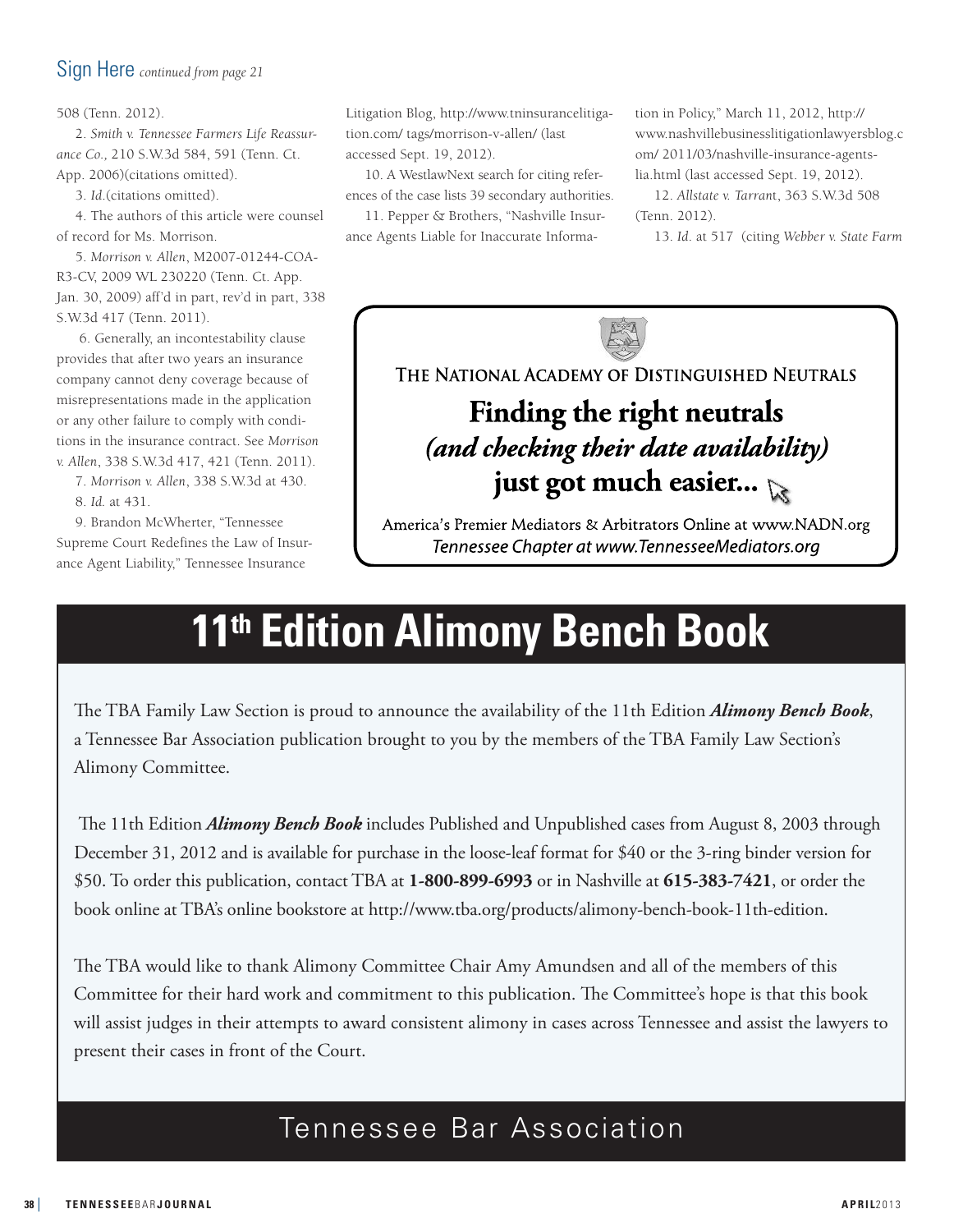## Sign Here *continued from page 21*

508 (Tenn. 2012).

2. *Smith v. Tennessee Farmers Life Reassurance Co.,* 210 S.W.3d 584, 591 (Tenn. Ct. App. 2006)(citations omitted).

3. *Id.*(citations omitted).

4. The authors of this article were counsel of record for Ms. Morrison.

5. *Morrison v. Allen*, M2007-01244-COA-R3-CV, 2009 WL 230220 (Tenn. Ct. App. Jan. 30, 2009) aff'd in part, rev'd in part, 338 S.W.3d 417 (Tenn. 2011).

6. Generally, an incontestability clause provides that after two years an insurance company cannot deny coverage because of misrepresentations made in the application or any other failure to comply with conditions in the insurance contract. See *Morrison v. Allen*, 338 S.W.3d 417, 421 (Tenn. 2011).

7. *Morrison v. Allen*, 338 S.W.3d at 430.

8. *Id.* at 431.

9. Brandon McWherter, "Tennessee Supreme Court Redefines the Law of Insurance Agent Liability," Tennessee Insurance Litigation Blog, http://www.tninsurancelitigation.com/ tags/morrison-v-allen/ (last accessed Sept. 19, 2012).

10. A WestlawNext search for citing references of the case lists 39 secondary authorities.

11. Pepper & Brothers, "Nashville Insurance Agents Liable for Inaccurate Information in Policy," March 11, 2012, http://www.nashvillebusinesslitigationlawyersblog.com/ 2011/03/nashville-insurance-agents-lia.html (last accessed Sept. 19, 2012).

12. *Allstate v. Tarrant*, 363 S.W.3d 508 (Tenn. 2012).

13. *Id.* at 517 (citing *Webber v. State Farm*

THE NATIONAL ACADEMY OF DISTINGUISHED NEUTRALS

**Finding the right neutrals**
***(and checking their date availability)***
**just got much easier...**

America's Premier Mediators & Arbitrators Online at www.NADN.org
*Tennessee Chapter at www.TennesseeMediators.org*

# 11th Edition Alimony Bench Book

The TBA Family Law Section is proud to announce the availability of the 11th Edition ***Alimony Bench Book***, a Tennessee Bar Association publication brought to you by the members of the TBA Family Law Section's Alimony Committee.

The 11th Edition ***Alimony Bench Book*** includes Published and Unpublished cases from August 8, 2003 through December 31, 2012 and is available for purchase in the loose-leaf format for $40 or the 3-ring binder version for $50. To order this publication, contact TBA at **1-800-899-6993** or in Nashville at **615-383-7421**, or order the book online at TBA's online bookstore at http://www.tba.org/products/alimony-bench-book-11th-edition.

The TBA would like to thank Alimony Committee Chair Amy Amundsen and all of the members of this Committee for their hard work and commitment to this publication. The Committee's hope is that this book will assist judges in their attempts to award consistent alimony in cases across Tennessee and assist the lawyers to present their cases in front of the Court.

Tennessee Bar Association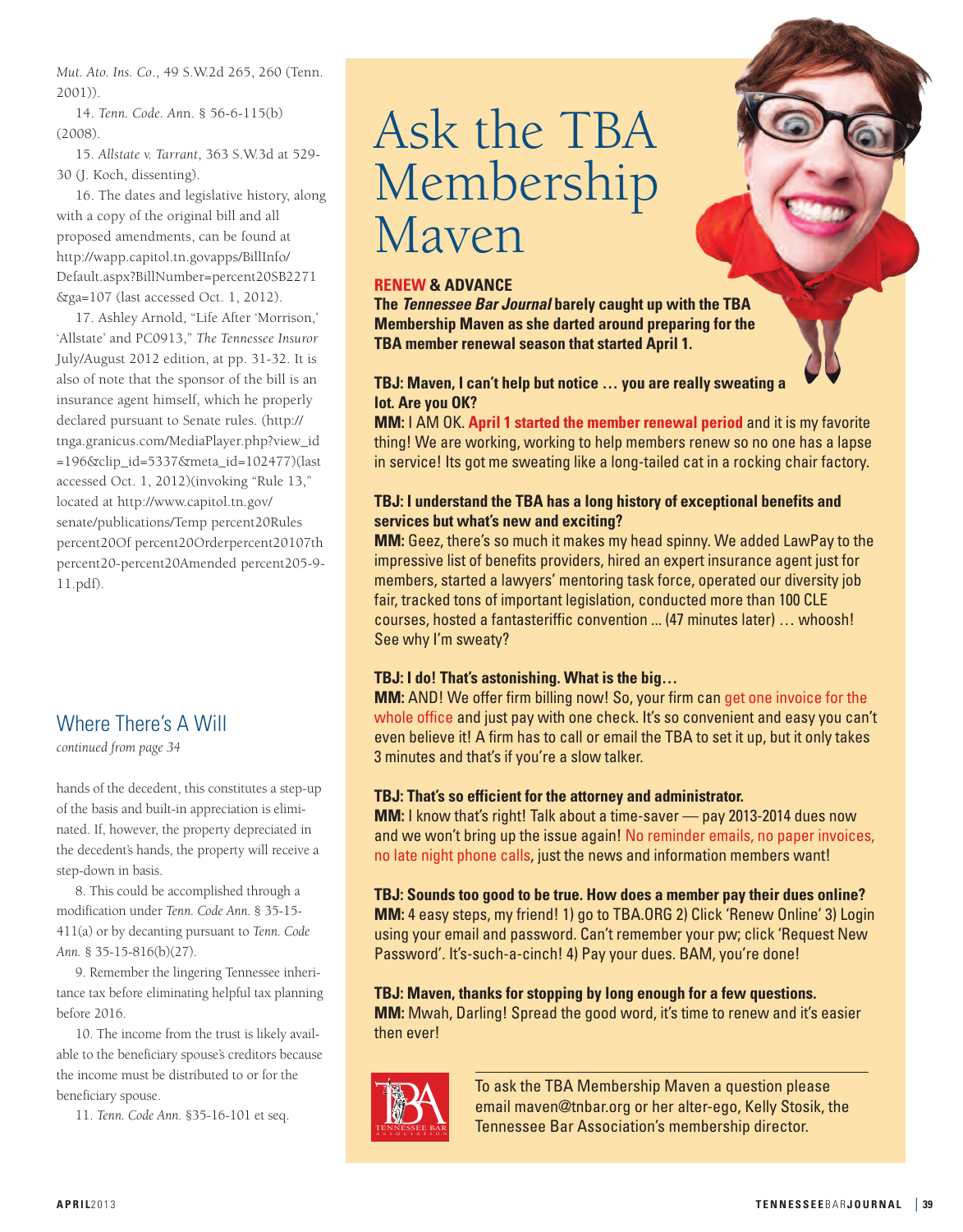*Mut. Ato. Ins. Co.*, 49 S.W.2d 265, 260 (Tenn. 2001)).

14. *Tenn. Code. Ann.* § 56-6-115(b) (2008).

15. *Allstate v. Tarrant*, 363 S.W.3d at 529-30 (J. Koch, dissenting).

16. The dates and legislative history, along with a copy of the original bill and all proposed amendments, can be found at http://wapp.capitol.tn.govapps/BillInfo/Default.aspx?BillNumber=percent20SB2271&ga=107 (last accessed Oct. 1, 2012).

17. Ashley Arnold, "Life After 'Morrison,' 'Allstate' and PC0913," *The Tennessee Insuror* July/August 2012 edition, at pp. 31-32. It is also of note that the sponsor of the bill is an insurance agent himself, which he properly declared pursuant to Senate rules. (http://tnga.granicus.com/MediaPlayer.php?view_id=196&clip_id=5337&meta_id=102477)(last accessed Oct. 1, 2012)(invoking "Rule 13," located at http://www.capitol.tn.gov/senate/publications/Temp percent20Rules percent20Of percent20Orderpercent20107th percent20-percent20Amended percent205-9-11.pdf).

## Where There's A Will

*continued from page 34*

hands of the decedent, this constitutes a step-up of the basis and built-in appreciation is eliminated. If, however, the property depreciated in the decedent's hands, the property will receive a step-down in basis.

8. This could be accomplished through a modification under *Tenn. Code Ann.* § 35-15-411(a) or by decanting pursuant to *Tenn. Code Ann.* § 35-15-816(b)(27).

9. Remember the lingering Tennessee inheritance tax before eliminating helpful tax planning before 2016.

10. The income from the trust is likely available to the beneficiary spouse's creditors because the income must be distributed to or for the beneficiary spouse.

11. *Tenn. Code Ann.* §35-16-101 et seq.

# Ask the TBA Membership Maven

### RENEW & ADVANCE

**The *Tennessee Bar Journal* barely caught up with the TBA Membership Maven as she darted around preparing for the TBA member renewal season that started April 1.**

**TBJ: Maven, I can't help but notice … you are really sweating a lot. Are you OK?**

**MM:** I AM OK. **April 1 started the member renewal period** and it is my favorite thing! We are working, working to help members renew so no one has a lapse in service! Its got me sweating like a long-tailed cat in a rocking chair factory.

**TBJ: I understand the TBA has a long history of exceptional benefits and services but what's new and exciting?**

**MM:** Geez, there's so much it makes my head spinny. We added LawPay to the impressive list of benefits providers, hired an expert insurance agent just for members, started a lawyers' mentoring task force, operated our diversity job fair, tracked tons of important legislation, conducted more than 100 CLE courses, hosted a fantasteriffic convention ... (47 minutes later) … whoosh! See why I'm sweaty?

**TBJ: I do! That's astonishing. What is the big…**

**MM:** AND! We offer firm billing now! So, your firm can get one invoice for the whole office and just pay with one check. It's so convenient and easy you can't even believe it! A firm has to call or email the TBA to set it up, but it only takes 3 minutes and that's if you're a slow talker.

**TBJ: That's so efficient for the attorney and administrator.**

**MM:** I know that's right! Talk about a time-saver — pay 2013-2014 dues now and we won't bring up the issue again! No reminder emails, no paper invoices, no late night phone calls, just the news and information members want!

**TBJ: Sounds too good to be true. How does a member pay their dues online?**

**MM:** 4 easy steps, my friend! 1) go to TBA.ORG 2) Click 'Renew Online' 3) Login using your email and password. Can't remember your pw; click 'Request New Password'. It's-such-a-cinch! 4) Pay your dues. BAM, you're done!

**TBJ: Maven, thanks for stopping by long enough for a few questions.**

**MM:** Mwah, Darling! Spread the good word, it's time to renew and it's easier then ever!

TBA TENNESSEE BAR ASSOCIATION

To ask the TBA Membership Maven a question please email maven@tnbar.org or her alter-ego, Kelly Stosik, the Tennessee Bar Association's membership director.